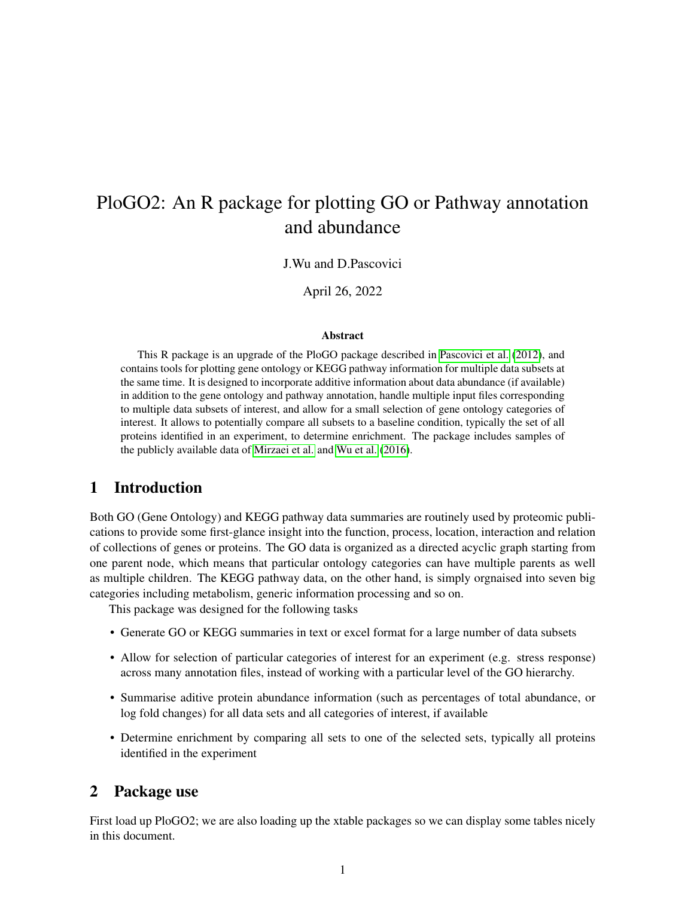# PloGO2: An R package for plotting GO or Pathway annotation and abundance

J.Wu and D.Pascovici

April 26, 2022

### Abstract

This R package is an upgrade of the PloGO package described in Pascovici et al. (2012), and contains tools for plotting gene ontology or KEGG pathway information for multiple data subsets at the same time. It is designed to incorporate additive information about data abundance (if available) in addition to the gene ontology and pathway annotation, handle multiple input files corresponding to multiple data subsets of interest, and allow for a small selection of gene ontology categories of interest. It allows to potentially compare all subsets to a baseline condition, typically the set of all proteins identified in an experiment, to determine enrichment. The package includes samples of the publicly available data of Mirzaei et al. and Wu et al. (2016).

## 1 Introduction

Both GO (Gene Ontology) and KEGG pathway data summaries are routinely used by proteomic publications to provide some first-glance insight into the function, process, location, interaction and relation of collections of genes or proteins. The GO data is organized as a directed acyclic graph starting from one parent node, which means that particular ontology categories can have multiple parents as well as multiple children. The KEGG pathway data, on the other hand, is simply orgnaised into seven big categories including metabolism, generic information processing and so on.

This package was designed for the following tasks

- Generate GO or KEGG summaries in text or excel format for a large number of data subsets
- Allow for selection of particular categories of interest for an experiment (e.g. stress response) across many annotation files, instead of working with a particular level of the GO hierarchy.
- Summarise aditive protein abundance information (such as percentages of total abundance, or log fold changes) for all data sets and all categories of interest, if available
- Determine enrichment by comparing all sets to one of the selected sets, typically all proteins identified in the experiment

## 2 Package use

First load up PloGO2; we are also loading up the xtable packages so we can display some tables nicely in this document.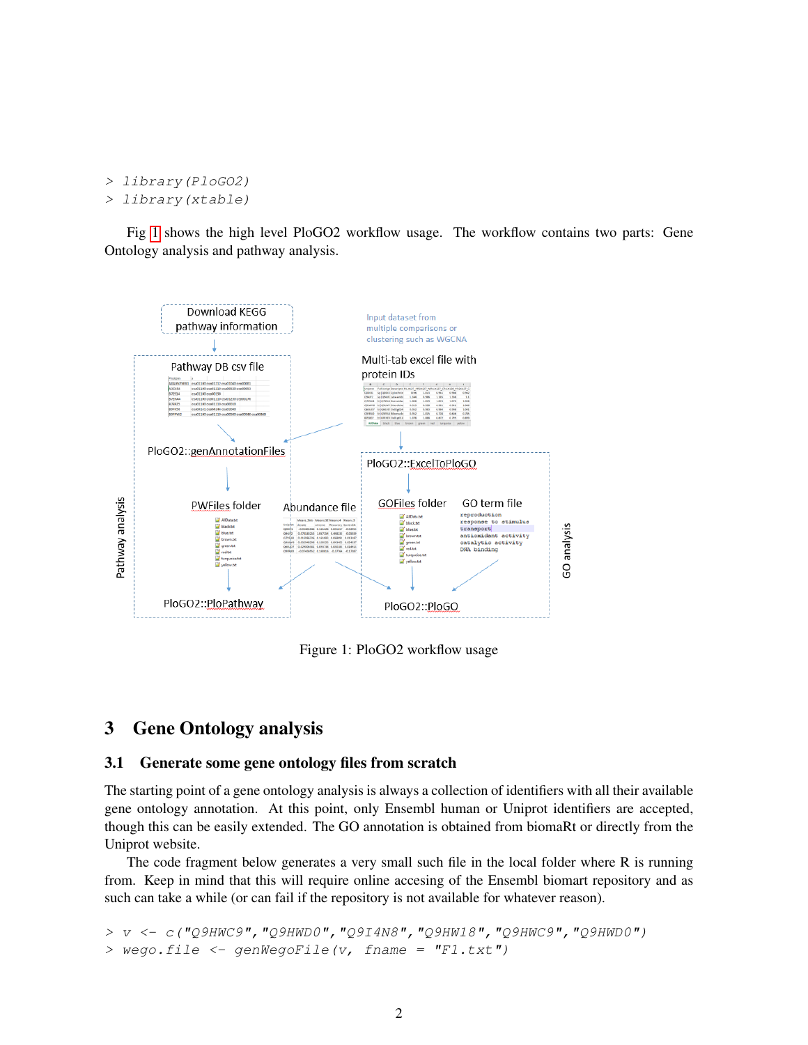```
> library(PloGO2)
> library(xtable)
```

Fig 1 shows the high level PloGO2 workflow usage. The workflow contains two parts: Gene Ontology analysis and pathway analysis.

Figure 1: PloGO2 workflow usage

# 3 Gene Ontology analysis

## 3.1 Generate some gene ontology files from scratch

The starting point of a gene ontology analysis is always a collection of identifiers with all their available gene ontology annotation. At this point, only Ensembl human or Uniprot identifiers are accepted, though this can be easily extended. The GO annotation is obtained from biomaRt or directly from the Uniprot website.

The code fragment below generates a very small such file in the local folder where R is running from. Keep in mind that this will require online accesing of the Ensembl biomart repository and as such can take a while (or can fail if the repository is not available for whatever reason).

```
> v <- c("Q9HWC9","Q9HWD0","Q9I4N8","Q9HW18","Q9HWC9","Q9HWD0")
> wego.file <- genWegoFile(v, fname = "F1.txt")
```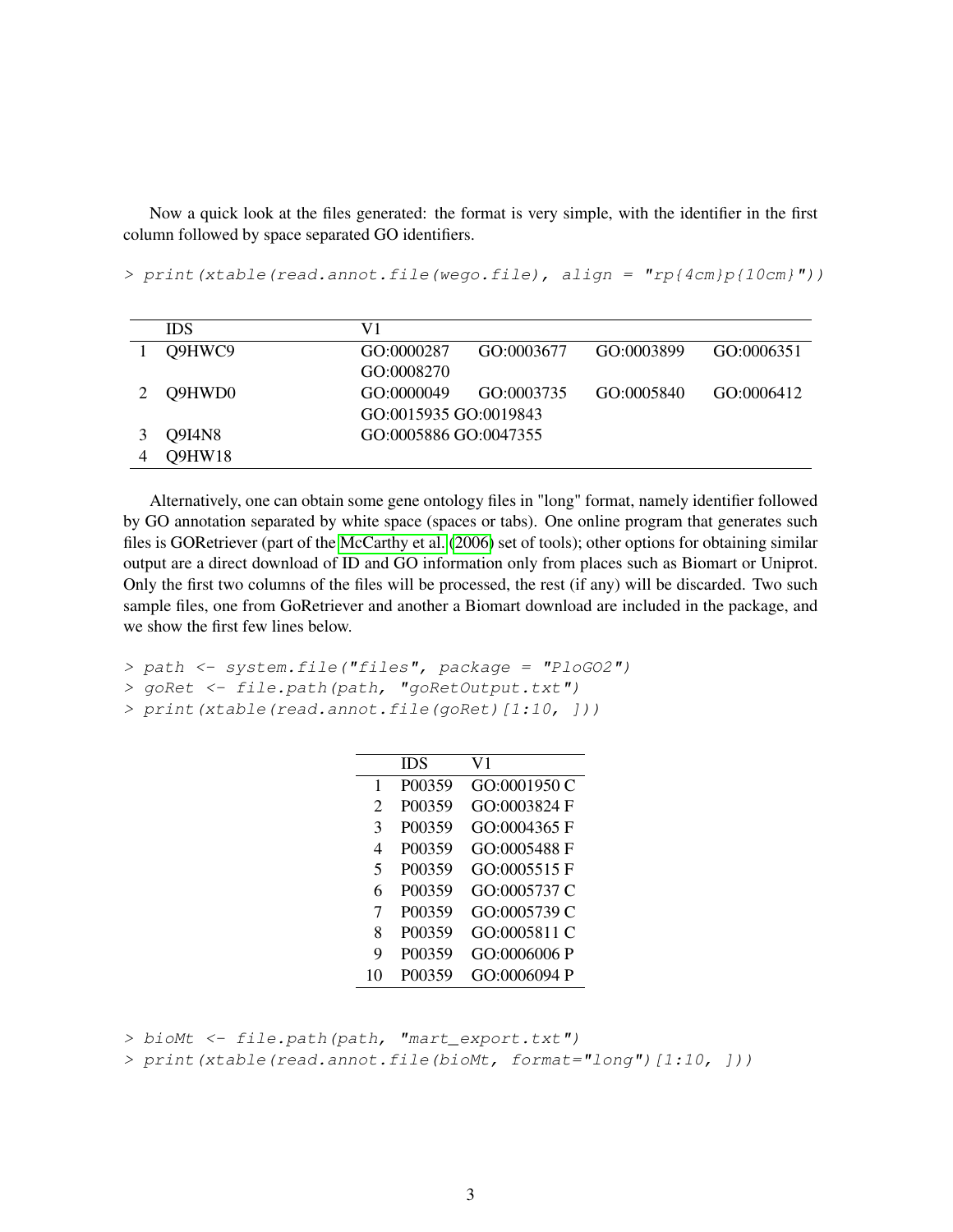Now a quick look at the files generated: the format is very simple, with the identifier in the first column followed by space separated GO identifiers.

```
> print(xtable(read.annot.file(wego.file), align = "rp{4cm}p{10cm}"))
```

| | IDS | V1 |
|---|---|---|
| 1 | Q9HWC9 | GO:0000287 GO:0003677 GO:0003899 GO:0006351 GO:0008270 |
| 2 | Q9HWD0 | GO:0000049 GO:0003735 GO:0005840 GO:0006412 GO:0015935 GO:0019843 |
| 3 | Q9I4N8 | GO:0005886 GO:0047355 |
| 4 | Q9HW18 | |

Alternatively, one can obtain some gene ontology files in "long" format, namely identifier followed by GO annotation separated by white space (spaces or tabs). One online program that generates such files is GORetriever (part of the McCarthy et al. (2006) set of tools); other options for obtaining similar output are a direct download of ID and GO information only from places such as Biomart or Uniprot. Only the first two columns of the files will be processed, the rest (if any) will be discarded. Two such sample files, one from GoRetriever and another a Biomart download are included in the package, and we show the first few lines below.

```
> path <- system.file("files", package = "PloGO2")
> goRet <- file.path(path, "goRetOutput.txt")
> print(xtable(read.annot.file(goRet)[1:10, ]))
```

| | IDS | V1 |
|---|---|---|
| 1 | P00359 | GO:0001950 C |
| 2 | P00359 | GO:0003824 F |
| 3 | P00359 | GO:0004365 F |
| 4 | P00359 | GO:0005488 F |
| 5 | P00359 | GO:0005515 F |
| 6 | P00359 | GO:0005737 C |
| 7 | P00359 | GO:0005739 C |
| 8 | P00359 | GO:0005811 C |
| 9 | P00359 | GO:0006006 P |
| 10 | P00359 | GO:0006094 P |

```
> bioMt <- file.path(path, "mart_export.txt")
> print(xtable(read.annot.file(bioMt, format="long")[1:10, ]))
```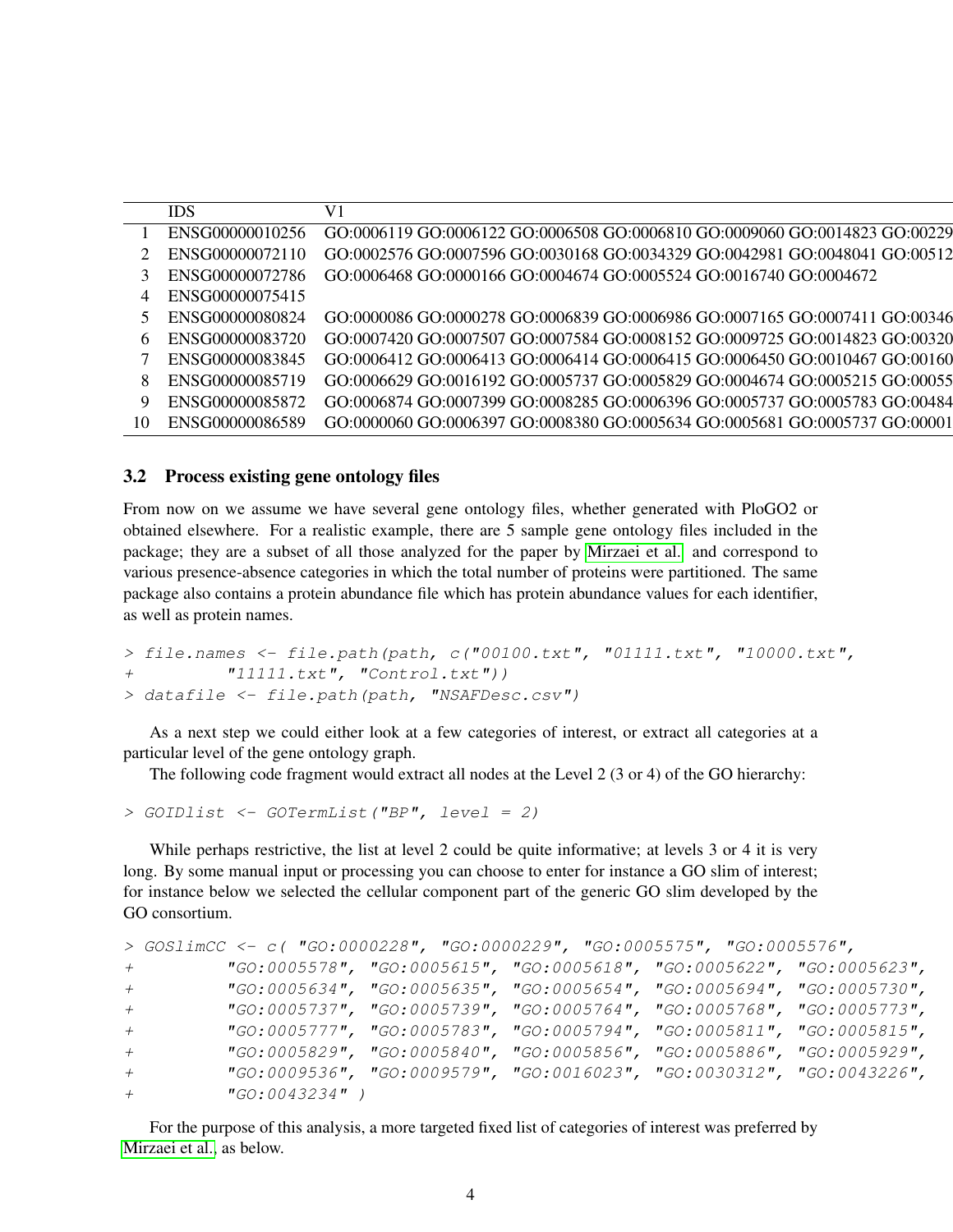|  | IDS | V1 |
|---|---|---|
| 1 | ENSG00000010256 | GO:0006119 GO:0006122 GO:0006508 GO:0006810 GO:0009060 GO:0014823 GO:00229 |
| 2 | ENSG00000072110 | GO:0002576 GO:0007596 GO:0030168 GO:0034329 GO:0042981 GO:0048041 GO:00512 |
| 3 | ENSG00000072786 | GO:0006468 GO:0000166 GO:0004674 GO:0005524 GO:0016740 GO:0004672 |
| 4 | ENSG00000075415 |  |
| 5 | ENSG00000080824 | GO:0000086 GO:0000278 GO:0006839 GO:0006986 GO:0007165 GO:0007411 GO:00346 |
| 6 | ENSG00000083720 | GO:0007420 GO:0007507 GO:0007584 GO:0008152 GO:0009725 GO:0014823 GO:00320 |
| 7 | ENSG00000083845 | GO:0006412 GO:0006413 GO:0006414 GO:0006415 GO:0006450 GO:0010467 GO:00160 |
| 8 | ENSG00000085719 | GO:0006629 GO:0016192 GO:0005737 GO:0005829 GO:0004674 GO:0005215 GO:00055 |
| 9 | ENSG00000085872 | GO:0006874 GO:0007399 GO:0008285 GO:0006396 GO:0005737 GO:0005783 GO:00484 |
| 10 | ENSG00000086589 | GO:0000060 GO:0006397 GO:0008380 GO:0005634 GO:0005681 GO:0005737 GO:00001 |

### 3.2 Process existing gene ontology files

From now on we assume we have several gene ontology files, whether generated with PloGO2 or obtained elsewhere. For a realistic example, there are 5 sample gene ontology files included in the package; they are a subset of all those analyzed for the paper by Mirzaei et al. and correspond to various presence-absence categories in which the total number of proteins were partitioned. The same package also contains a protein abundance file which has protein abundance values for each identifier, as well as protein names.

```
> file.names <- file.path(path, c("00100.txt", "01111.txt", "10000.txt",
+         "11111.txt", "Control.txt"))
> datafile <- file.path(path, "NSAFDesc.csv")
```

As a next step we could either look at a few categories of interest, or extract all categories at a particular level of the gene ontology graph.

The following code fragment would extract all nodes at the Level 2 (3 or 4) of the GO hierarchy:

```
> GOIDlist <- GOTermList("BP", level = 2)
```

While perhaps restrictive, the list at level 2 could be quite informative; at levels 3 or 4 it is very long. By some manual input or processing you can choose to enter for instance a GO slim of interest; for instance below we selected the cellular component part of the generic GO slim developed by the GO consortium.

```
> GOSlimCC <- c( "GO:0000228", "GO:0000229", "GO:0005575", "GO:0005576",
+         "GO:0005578", "GO:0005615", "GO:0005618", "GO:0005622", "GO:0005623",
+         "GO:0005634", "GO:0005635", "GO:0005654", "GO:0005694", "GO:0005730",
+         "GO:0005737", "GO:0005739", "GO:0005764", "GO:0005768", "GO:0005773",
+         "GO:0005777", "GO:0005783", "GO:0005794", "GO:0005811", "GO:0005815",
+         "GO:0005829", "GO:0005840", "GO:0005856", "GO:0005886", "GO:0005929",
+         "GO:0009536", "GO:0009579", "GO:0016023", "GO:0030312", "GO:0043226",
+         "GO:0043234" )
```

For the purpose of this analysis, a more targeted fixed list of categories of interest was preferred by Mirzaei et al., as below.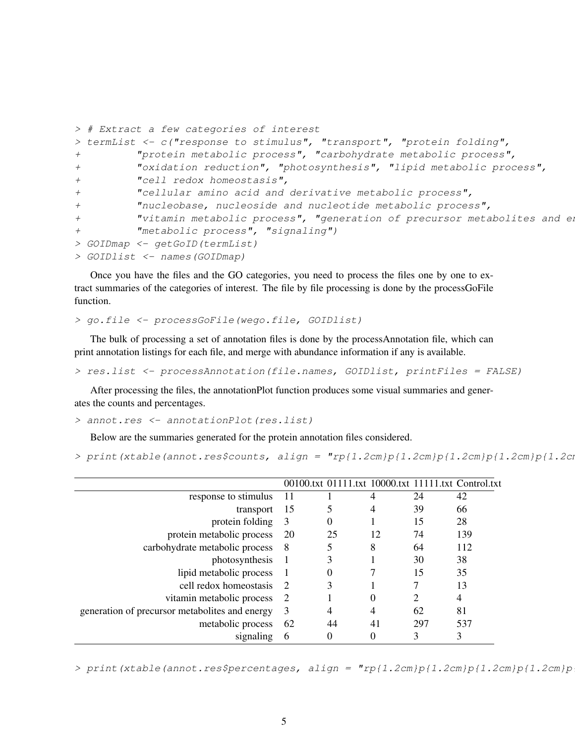```
> # Extract a few categories of interest
> termList <- c("response to stimulus", "transport", "protein folding",
+          "protein metabolic process", "carbohydrate metabolic process",
+          "oxidation reduction", "photosynthesis", "lipid metabolic process",
+          "cell redox homeostasis",
+          "cellular amino acid and derivative metabolic process",
+          "nucleobase, nucleoside and nucleotide metabolic process",
+          "vitamin metabolic process", "generation of precursor metabolites and er
+          "metabolic process", "signaling")
> GOIDmap <- getGoID(termList)
> GOIDlist <- names(GOIDmap)
```

Once you have the files and the GO categories, you need to process the files one by one to extract summaries of the categories of interest. The file by file processing is done by the processGoFile function.

```
> go.file <- processGoFile(wego.file, GOIDlist)
```

The bulk of processing a set of annotation files is done by the processAnnotation file, which can print annotation listings for each file, and merge with abundance information if any is available.

```
> res.list <- processAnnotation(file.names, GOIDlist, printFiles = FALSE)
```

After processing the files, the annotationPlot function produces some visual summaries and generates the counts and percentages.

```
> annot.res <- annotationPlot(res.list)
```

Below are the summaries generated for the protein annotation files considered.

```
> print(xtable(annot.res$counts, align = "rp{1.2cm}p{1.2cm}p{1.2cm}p{1.2cm}p{1.2cr
```

| | 00100.txt | 01111.txt | 10000.txt | 11111.txt | Control.txt |
|---:|---|---|---|---|---|
| response to stimulus | 11 | 1 | 4 | 24 | 42 |
| transport | 15 | 5 | 4 | 39 | 66 |
| protein folding | 3 | 0 | 1 | 15 | 28 |
| protein metabolic process | 20 | 25 | 12 | 74 | 139 |
| carbohydrate metabolic process | 8 | 5 | 8 | 64 | 112 |
| photosynthesis | 1 | 3 | 1 | 30 | 38 |
| lipid metabolic process | 1 | 0 | 7 | 15 | 35 |
| cell redox homeostasis | 2 | 3 | 1 | 7 | 13 |
| vitamin metabolic process | 2 | 1 | 0 | 2 | 4 |
| generation of precursor metabolites and energy | 3 | 4 | 4 | 62 | 81 |
| metabolic process | 62 | 44 | 41 | 297 | 537 |
| signaling | 6 | 0 | 0 | 3 | 3 |

```
> print(xtable(annot.res$percentages, align = "rp{1.2cm}p{1.2cm}p{1.2cm}p{1.2cm}p
```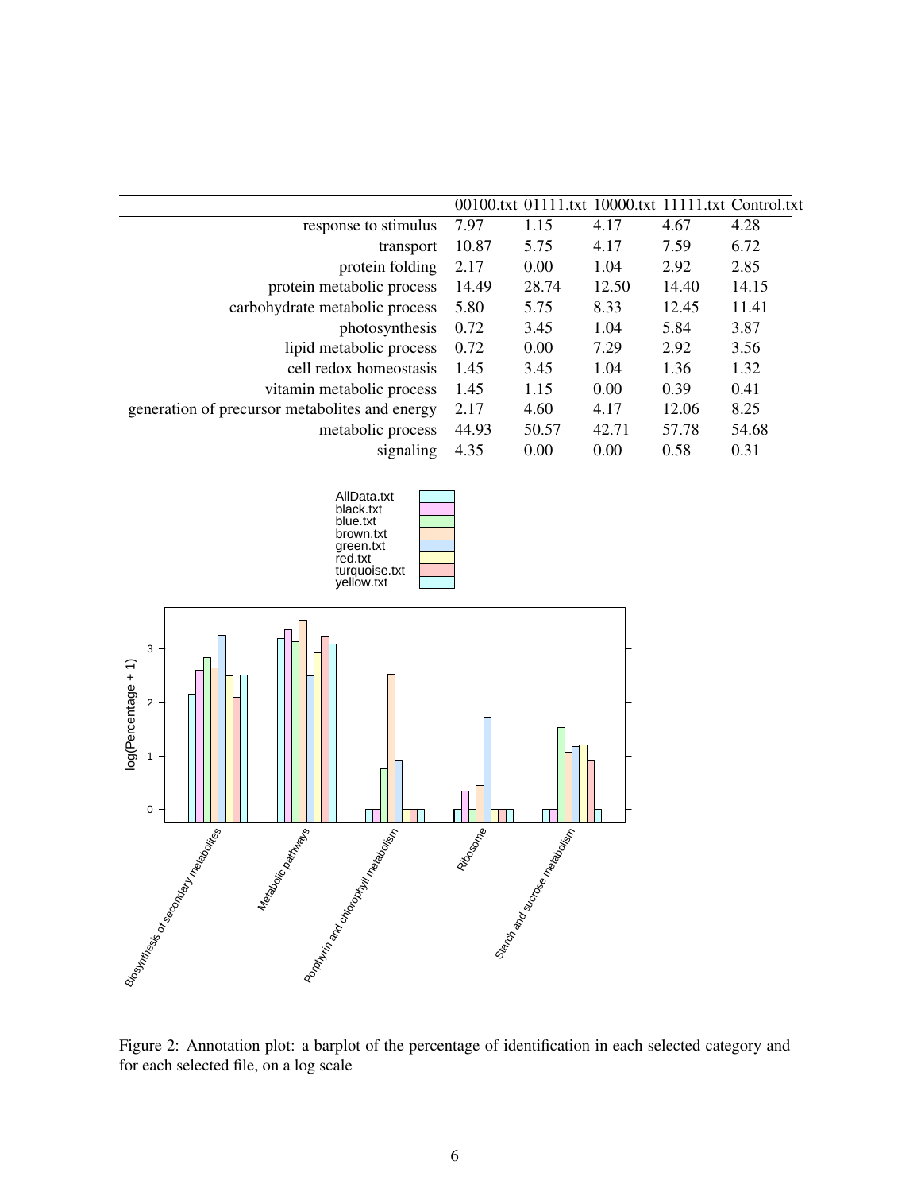|  | 00100.txt | 01111.txt | 10000.txt | 11111.txt | Control.txt |
|---|---|---|---|---|---|
| response to stimulus | 7.97 | 1.15 | 4.17 | 4.67 | 4.28 |
| transport | 10.87 | 5.75 | 4.17 | 7.59 | 6.72 |
| protein folding | 2.17 | 0.00 | 1.04 | 2.92 | 2.85 |
| protein metabolic process | 14.49 | 28.74 | 12.50 | 14.40 | 14.15 |
| carbohydrate metabolic process | 5.80 | 5.75 | 8.33 | 12.45 | 11.41 |
| photosynthesis | 0.72 | 3.45 | 1.04 | 5.84 | 3.87 |
| lipid metabolic process | 0.72 | 0.00 | 7.29 | 2.92 | 3.56 |
| cell redox homeostasis | 1.45 | 3.45 | 1.04 | 1.36 | 1.32 |
| vitamin metabolic process | 1.45 | 1.15 | 0.00 | 0.39 | 0.41 |
| generation of precursor metabolites and energy | 2.17 | 4.60 | 4.17 | 12.06 | 8.25 |
| metabolic process | 44.93 | 50.57 | 42.71 | 57.78 | 54.68 |
| signaling | 4.35 | 0.00 | 0.00 | 0.58 | 0.31 |

Figure 2: Annotation plot: a barplot of the percentage of identification in each selected category and for each selected file, on a log scale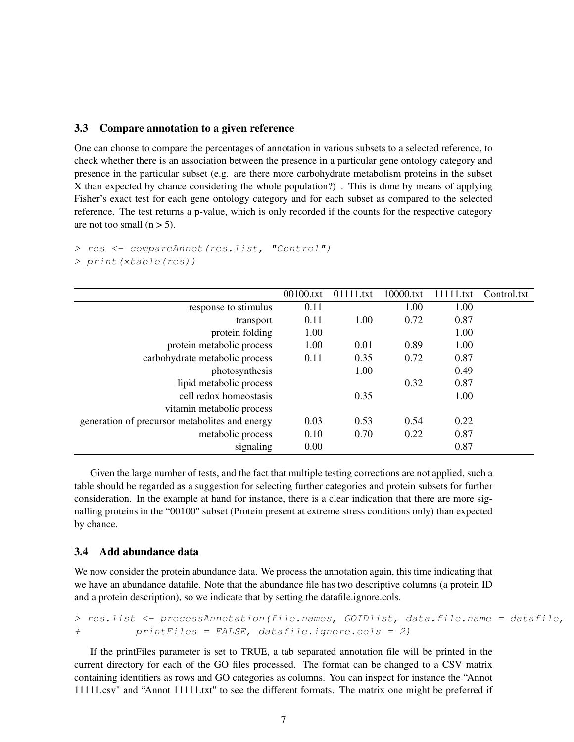### 3.3 Compare annotation to a given reference

One can choose to compare the percentages of annotation in various subsets to a selected reference, to check whether there is an association between the presence in a particular gene ontology category and presence in the particular subset (e.g. are there more carbohydrate metabolism proteins in the subset X than expected by chance considering the whole population?) . This is done by means of applying Fisher's exact test for each gene ontology category and for each subset as compared to the selected reference. The test returns a p-value, which is only recorded if the counts for the respective category are not too small (n > 5).

```
> res <- compareAnnot(res.list, "Control")
> print(xtable(res))
```

| | 00100.txt | 01111.txt | 10000.txt | 11111.txt | Control.txt |
|---:|:---:|:---:|:---:|:---:|:---:|
| response to stimulus | 0.11 | | 1.00 | 1.00 | |
| transport | 0.11 | 1.00 | 0.72 | 0.87 | |
| protein folding | 1.00 | | | 1.00 | |
| protein metabolic process | 1.00 | 0.01 | 0.89 | 1.00 | |
| carbohydrate metabolic process | 0.11 | 0.35 | 0.72 | 0.87 | |
| photosynthesis | | 1.00 | | 0.49 | |
| lipid metabolic process | | | 0.32 | 0.87 | |
| cell redox homeostasis | | 0.35 | | 1.00 | |
| vitamin metabolic process | | | | | |
| generation of precursor metabolites and energy | 0.03 | 0.53 | 0.54 | 0.22 | |
| metabolic process | 0.10 | 0.70 | 0.22 | 0.87 | |
| signaling | 0.00 | | | 0.87 | |

Given the large number of tests, and the fact that multiple testing corrections are not applied, such a table should be regarded as a suggestion for selecting further categories and protein subsets for further consideration. In the example at hand for instance, there is a clear indication that there are more signalling proteins in the "00100" subset (Protein present at extreme stress conditions only) than expected by chance.

### 3.4 Add abundance data

We now consider the protein abundance data. We process the annotation again, this time indicating that we have an abundance datafile. Note that the abundance file has two descriptive columns (a protein ID and a protein description), so we indicate that by setting the datafile.ignore.cols.

```
> res.list <- processAnnotation(file.names, GOIDlist, data.file.name = datafile,
+         printFiles = FALSE, datafile.ignore.cols = 2)
```

If the printFiles parameter is set to TRUE, a tab separated annotation file will be printed in the current directory for each of the GO files processed. The format can be changed to a CSV matrix containing identifiers as rows and GO categories as columns. You can inspect for instance the "Annot 11111.csv" and "Annot 11111.txt" to see the different formats. The matrix one might be preferred if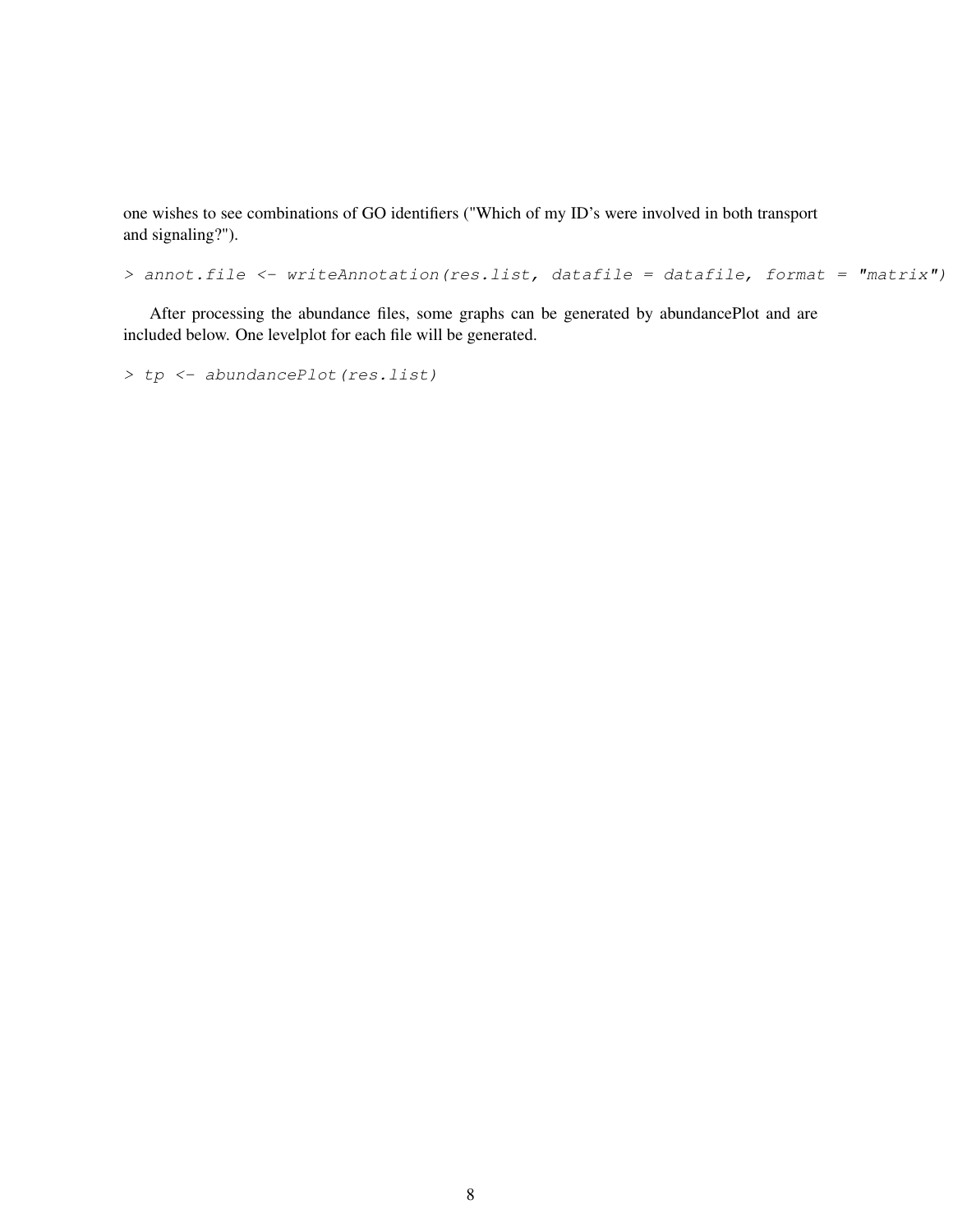one wishes to see combinations of GO identifiers ("Which of my ID's were involved in both transport and signaling?").

```
> annot.file <- writeAnnotation(res.list, datafile = datafile, format = "matrix")
```

After processing the abundance files, some graphs can be generated by abundancePlot and are included below. One levelplot for each file will be generated.

```
> tp <- abundancePlot(res.list)
```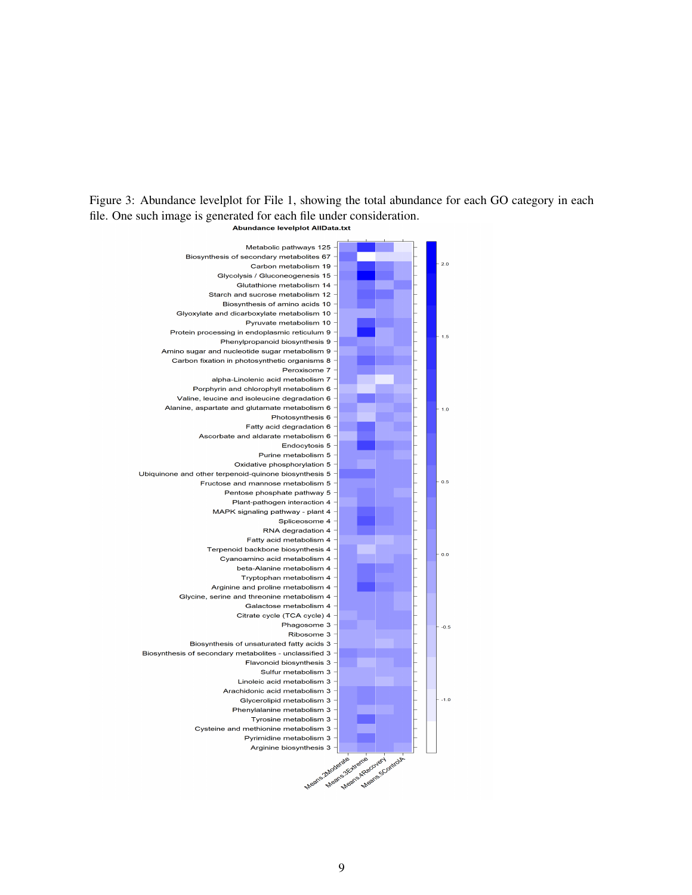Figure 3: Abundance levelplot for File 1, showing the total abundance for each GO category in each file. One such image is generated for each file under consideration.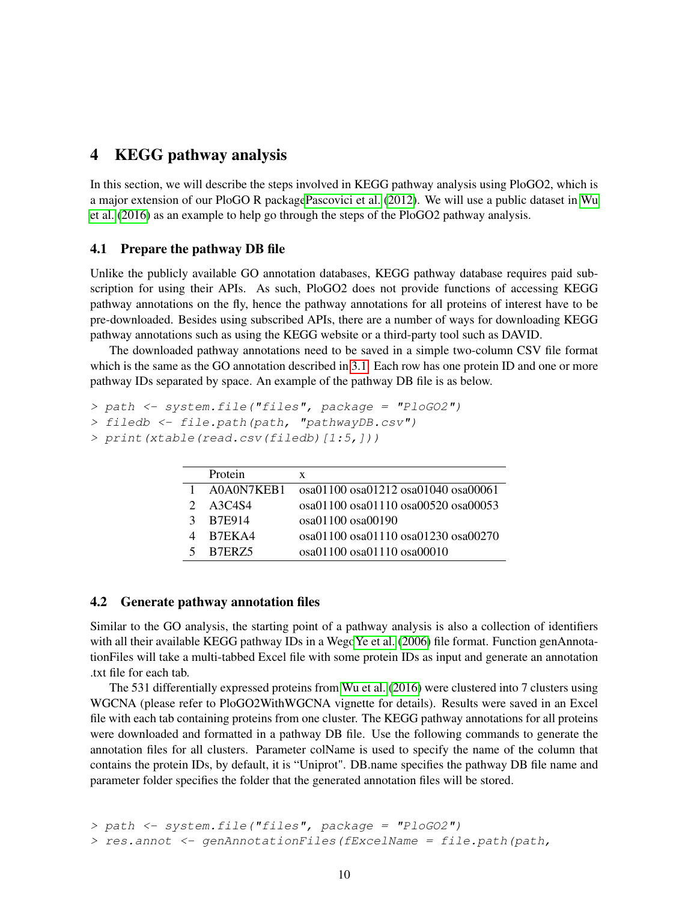# 4 KEGG pathway analysis

In this section, we will describe the steps involved in KEGG pathway analysis using PloGO2, which is a major extension of our PloGO R packagePascovici et al. (2012). We will use a public dataset in Wu et al. (2016) as an example to help go through the steps of the PloGO2 pathway analysis.

## 4.1 Prepare the pathway DB file

Unlike the publicly available GO annotation databases, KEGG pathway database requires paid subscription for using their APIs. As such, PloGO2 does not provide functions of accessing KEGG pathway annotations on the fly, hence the pathway annotations for all proteins of interest have to be pre-downloaded. Besides using subscribed APIs, there are a number of ways for downloading KEGG pathway annotations such as using the KEGG website or a third-party tool such as DAVID.

The downloaded pathway annotations need to be saved in a simple two-column CSV file format which is the same as the GO annotation described in 3.1. Each row has one protein ID and one or more pathway IDs separated by space. An example of the pathway DB file is as below.

```
> path <- system.file("files", package = "PloGO2")
> filedb <- file.path(path, "pathwayDB.csv")
> print(xtable(read.csv(filedb)[1:5,]))
```

| | Protein | x |
|---|---|---|
| 1 | A0A0N7KEB1 | osa01100 osa01212 osa01040 osa00061 |
| 2 | A3C4S4 | osa01100 osa01110 osa00520 osa00053 |
| 3 | B7E914 | osa01100 osa00190 |
| 4 | B7EKA4 | osa01100 osa01110 osa01230 osa00270 |
| 5 | B7ERZ5 | osa01100 osa01110 osa00010 |

## 4.2 Generate pathway annotation files

Similar to the GO analysis, the starting point of a pathway analysis is also a collection of identifiers with all their available KEGG pathway IDs in a WegoYe et al. (2006) file format. Function genAnnotationFiles will take a multi-tabbed Excel file with some protein IDs as input and generate an annotation .txt file for each tab.

The 531 differentially expressed proteins from Wu et al. (2016) were clustered into 7 clusters using WGCNA (please refer to PloGO2WithWGCNA vignette for details). Results were saved in an Excel file with each tab containing proteins from one cluster. The KEGG pathway annotations for all proteins were downloaded and formatted in a pathway DB file. Use the following commands to generate the annotation files for all clusters. Parameter colName is used to specify the name of the column that contains the protein IDs, by default, it is "Uniprot". DB.name specifies the pathway DB file name and parameter folder specifies the folder that the generated annotation files will be stored.

```
> path <- system.file("files", package = "PloGO2")
> res.annot <- genAnnotationFiles(fExcelName = file.path(path,
```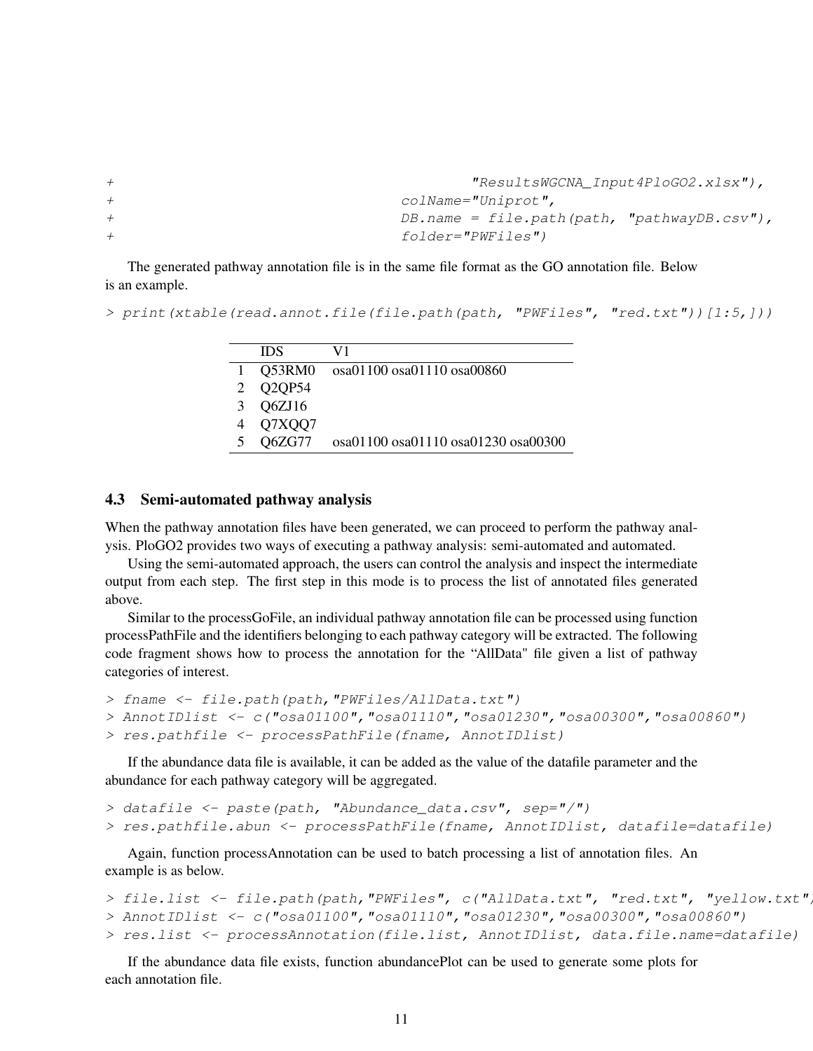```
+                                          "ResultsWGCNA_Input4PloGO2.xlsx"),
+                               colName="Uniprot",
+                               DB.name = file.path(path, "pathwayDB.csv"),
+                               folder="PWFiles")
```

The generated pathway annotation file is in the same file format as the GO annotation file. Below is an example.

```
> print(xtable(read.annot.file(file.path(path, "PWFiles", "red.txt"))[1:5,]))
```

|   | IDS | V1 |
|---|---|---|
| 1 | Q53RM0 | osa01100 osa01110 osa00860 |
| 2 | Q2QP54 | |
| 3 | Q6ZJ16 | |
| 4 | Q7XQQ7 | |
| 5 | Q6ZG77 | osa01100 osa01110 osa01230 osa00300 |

### 4.3 Semi-automated pathway analysis

When the pathway annotation files have been generated, we can proceed to perform the pathway analysis. PloGO2 provides two ways of executing a pathway analysis: semi-automated and automated.

Using the semi-automated approach, the users can control the analysis and inspect the intermediate output from each step. The first step in this mode is to process the list of annotated files generated above.

Similar to the processGoFile, an individual pathway annotation file can be processed using function processPathFile and the identifiers belonging to each pathway category will be extracted. The following code fragment shows how to process the annotation for the "AllData" file given a list of pathway categories of interest.

```
> fname <- file.path(path,"PWFiles/AllData.txt")
> AnnotIDlist <- c("osa01100","osa01110","osa01230","osa00300","osa00860")
> res.pathfile <- processPathFile(fname, AnnotIDlist)
```

If the abundance data file is available, it can be added as the value of the datafile parameter and the abundance for each pathway category will be aggregated.

```
> datafile <- paste(path, "Abundance_data.csv", sep="/")
> res.pathfile.abun <- processPathFile(fname, AnnotIDlist, datafile=datafile)
```

Again, function processAnnotation can be used to batch processing a list of annotation files. An example is as below.

```
> file.list <- file.path(path,"PWFiles", c("AllData.txt", "red.txt", "yellow.txt",
> AnnotIDlist <- c("osa01100","osa01110","osa01230","osa00300","osa00860")
> res.list <- processAnnotation(file.list, AnnotIDlist, data.file.name=datafile)
```

If the abundance data file exists, function abundancePlot can be used to generate some plots for each annotation file.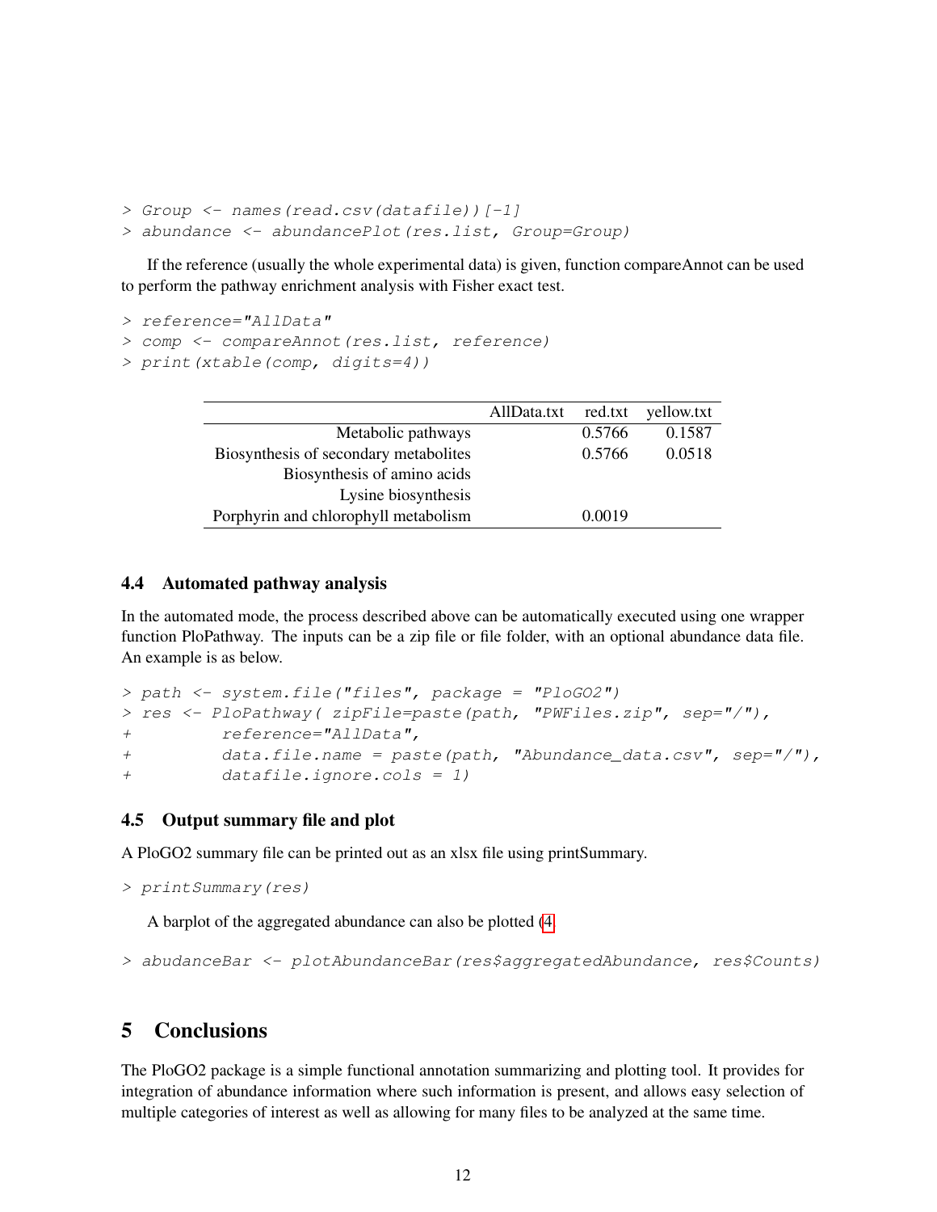```
> Group <- names(read.csv(datafile))[-1]
> abundance <- abundancePlot(res.list, Group=Group)
```

If the reference (usually the whole experimental data) is given, function compareAnnot can be used to perform the pathway enrichment analysis with Fisher exact test.

```
> reference="AllData"
> comp <- compareAnnot(res.list, reference)
> print(xtable(comp, digits=4))
```

| | AllData.txt | red.txt | yellow.txt |
|---:|---|---:|---:|
| Metabolic pathways | | 0.5766 | 0.1587 |
| Biosynthesis of secondary metabolites | | 0.5766 | 0.0518 |
| Biosynthesis of amino acids | | | |
| Lysine biosynthesis | | | |
| Porphyrin and chlorophyll metabolism | | 0.0019 | |

### 4.4 Automated pathway analysis

In the automated mode, the process described above can be automatically executed using one wrapper function PloPathway. The inputs can be a zip file or file folder, with an optional abundance data file. An example is as below.

```
> path <- system.file("files", package = "PloGO2")
> res <- PloPathway( zipFile=paste(path, "PWFiles.zip", sep="/"),
+          reference="AllData",
+          data.file.name = paste(path, "Abundance_data.csv", sep="/"),
+          datafile.ignore.cols = 1)
```

### 4.5 Output summary file and plot

A PloGO2 summary file can be printed out as an xlsx file using printSummary.

```
> printSummary(res)
```

A barplot of the aggregated abundance can also be plotted (4)

```
> abudanceBar <- plotAbundanceBar(res$aggregatedAbundance, res$Counts)
```

## 5 Conclusions

The PloGO2 package is a simple functional annotation summarizing and plotting tool. It provides for integration of abundance information where such information is present, and allows easy selection of multiple categories of interest as well as allowing for many files to be analyzed at the same time.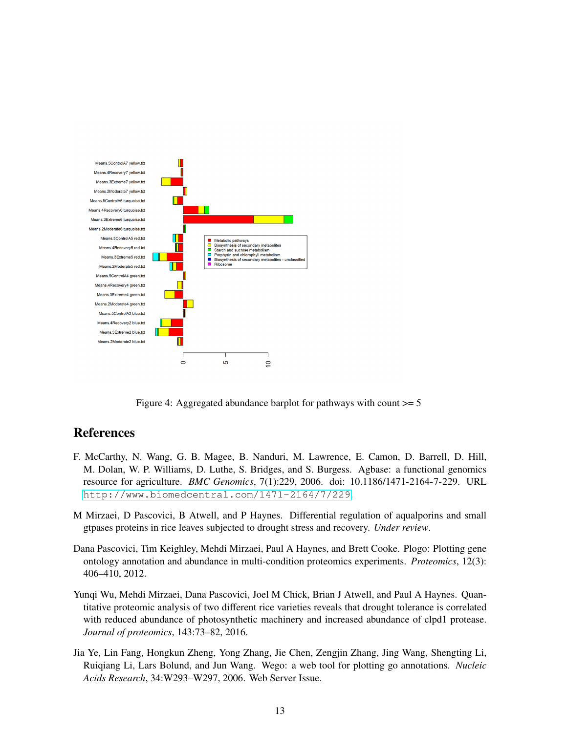Means.5ControlA7 yellow.txt
Means.4Recovery7 yellow.txt
Means.3Extreme7 yellow.txt
Means.2Moderate7 yellow.txt
Means.5ControlA6 turquoise.txt
Means.4Recovery6 turquoise.txt
Means.3Extreme6 turquoise.txt
Means.2Moderate6 turquoise.txt
Means.5ControlA5 red.txt
Means.4Recovery5 red.txt
Means.3Extreme5 red.txt
Means.2Moderate5 red.txt
Means.5ControlA4 green.txt
Means.4Recovery4 green.txt
Means.3Extreme4 green.txt
Means.2Moderate4 green.txt
Means.5ControlA2 blue.txt
Means.4Recovery2 blue.txt
Means.3Extreme2 blue.txt
Means.2Moderate2 blue.txt

Metabolic pathways
Biosynthesis of secondary metabolites
Starch and sucrose metabolism
Porphyrin and chlorophyll metabolism
Biosynthesis of secondary metabolites - unclassified
Ribosome

0
5
10

Figure 4: Aggregated abundance barplot for pathways with count >= 5

## References

F. McCarthy, N. Wang, G. B. Magee, B. Nanduri, M. Lawrence, E. Camon, D. Barrell, D. Hill, M. Dolan, W. P. Williams, D. Luthe, S. Bridges, and S. Burgess. Agbase: a functional genomics resource for agriculture. *BMC Genomics*, 7(1):229, 2006. doi: 10.1186/1471-2164-7-229. URL `http://www.biomedcentral.com/1471-2164/7/229`.

M Mirzaei, D Pascovici, B Atwell, and P Haynes. Differential regulation of aqualporins and small gtpases proteins in rice leaves subjected to drought stress and recovery. *Under review*.

Dana Pascovici, Tim Keighley, Mehdi Mirzaei, Paul A Haynes, and Brett Cooke. Plogo: Plotting gene ontology annotation and abundance in multi-condition proteomics experiments. *Proteomics*, 12(3): 406–410, 2012.

Yunqi Wu, Mehdi Mirzaei, Dana Pascovici, Joel M Chick, Brian J Atwell, and Paul A Haynes. Quantitative proteomic analysis of two different rice varieties reveals that drought tolerance is correlated with reduced abundance of photosynthetic machinery and increased abundance of clpd1 protease. *Journal of proteomics*, 143:73–82, 2016.

Jia Ye, Lin Fang, Hongkun Zheng, Yong Zhang, Jie Chen, Zengjin Zhang, Jing Wang, Shengting Li, Ruiqiang Li, Lars Bolund, and Jun Wang. Wego: a web tool for plotting go annotations. *Nucleic Acids Research*, 34:W293–W297, 2006. Web Server Issue.